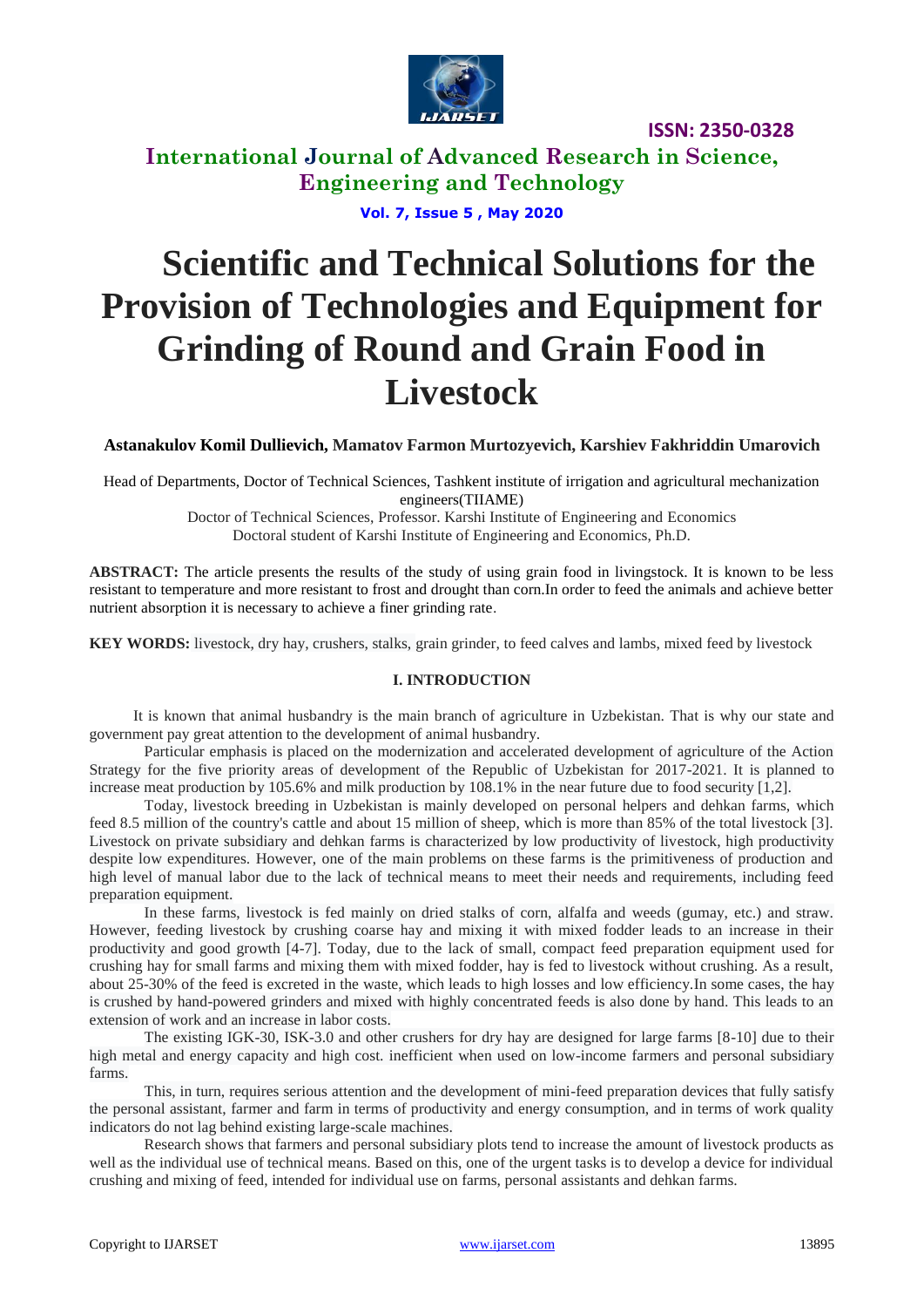# Scientific and Technical Solutions for the Provision of Technologies and Equipment for Grinding of Round and Grain Food in Livestock

**Astanakulov Komil Dullievich, Mamatov Farmon Murtozyevich, Karshiev Fakhriddin Umarovich**

Head of Departments, Doctor of Technical Sciences, Tashkent institute of irrigation and agricultural mechanization engineers(TIIAME)

Doctor of Technical Sciences, Professor. Karshi Institute of Engineering and Economics

Doctoral student of Karshi Institute of Engineering and Economics, Ph.D.

**ABSTRACT:** The article presents the results of the study of using grain food in livingstock. It is known to be less resistant to temperature and more resistant to frost and drought than corn.In order to feed the animals and achieve better nutrient absorption it is necessary to achieve a finer grinding rate.

**KEY WORDS:** livestock, dry hay, crushers, stalks, grain grinder, to feed calves and lambs, mixed feed by livestock

## I. INTRODUCTION

It is known that animal husbandry is the main branch of agriculture in Uzbekistan. That is why our state and government pay great attention to the development of animal husbandry.

Particular emphasis is placed on the modernization and accelerated development of agriculture of the Action Strategy for the five priority areas of development of the Republic of Uzbekistan for 2017-2021. It is planned to increase meat production by 105.6% and milk production by 108.1% in the near future due to food security [1,2].

Today, livestock breeding in Uzbekistan is mainly developed on personal helpers and dehkan farms, which feed 8.5 million of the country's cattle and about 15 million of sheep, which is more than 85% of the total livestock [3]. Livestock on private subsidiary and dehkan farms is characterized by low productivity of livestock, high productivity despite low expenditures. However, one of the main problems on these farms is the primitiveness of production and high level of manual labor due to the lack of technical means to meet their needs and requirements, including feed preparation equipment.

In these farms, livestock is fed mainly on dried stalks of corn, alfalfa and weeds (gumay, etc.) and straw. However, feeding livestock by crushing coarse hay and mixing it with mixed fodder leads to an increase in their productivity and good growth [4-7]. Today, due to the lack of small, compact feed preparation equipment used for crushing hay for small farms and mixing them with mixed fodder, hay is fed to livestock without crushing. As a result, about 25-30% of the feed is excreted in the waste, which leads to high losses and low efficiency.In some cases, the hay is crushed by hand-powered grinders and mixed with highly concentrated feeds is also done by hand. This leads to an extension of work and an increase in labor costs.

The existing IGK-30, ISK-3.0 and other crushers for dry hay are designed for large farms [8-10] due to their high metal and energy capacity and high cost. inefficient when used on low-income farmers and personal subsidiary farms.

This, in turn, requires serious attention and the development of mini-feed preparation devices that fully satisfy the personal assistant, farmer and farm in terms of productivity and energy consumption, and in terms of work quality indicators do not lag behind existing large-scale machines.

Research shows that farmers and personal subsidiary plots tend to increase the amount of livestock products as well as the individual use of technical means. Based on this, one of the urgent tasks is to develop a device for individual crushing and mixing of feed, intended for individual use on farms, personal assistants and dehkan farms.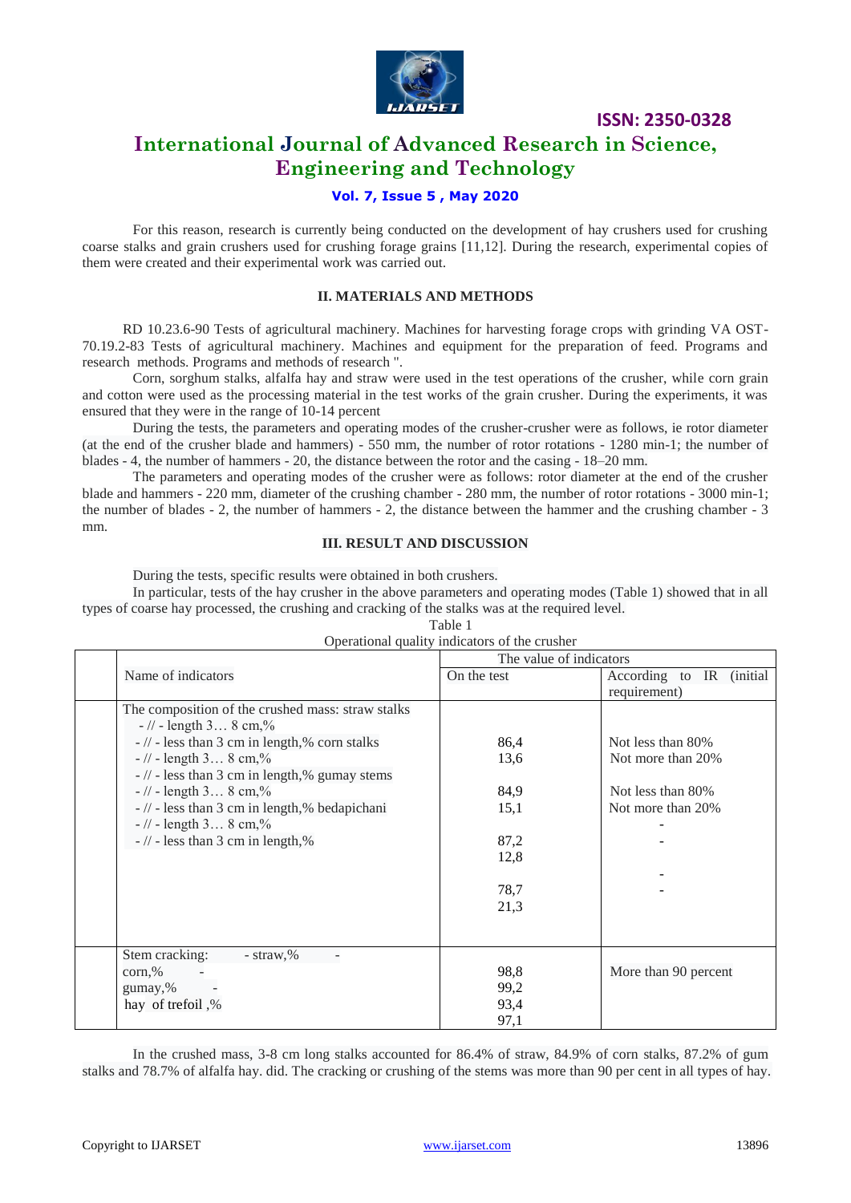For this reason, research is currently being conducted on the development of hay crushers used for crushing coarse stalks and grain crushers used for crushing forage grains [11,12]. During the research, experimental copies of them were created and their experimental work was carried out.

## II. MATERIALS AND METHODS

RD 10.23.6-90 Tests of agricultural machinery. Machines for harvesting forage crops with grinding VA OST-70.19.2-83 Tests of agricultural machinery. Machines and equipment for the preparation of feed. Programs and research methods. Programs and methods of research ".

Corn, sorghum stalks, alfalfa hay and straw were used in the test operations of the crusher, while corn grain and cotton were used as the processing material in the test works of the grain crusher. During the experiments, it was ensured that they were in the range of 10-14 percent

During the tests, the parameters and operating modes of the crusher-crusher were as follows, ie rotor diameter (at the end of the crusher blade and hammers) - 550 mm, the number of rotor rotations - 1280 min-1; the number of blades - 4, the number of hammers - 20, the distance between the rotor and the casing - 18–20 mm.

The parameters and operating modes of the crusher were as follows: rotor diameter at the end of the crusher blade and hammers - 220 mm, diameter of the crushing chamber - 280 mm, the number of rotor rotations - 3000 min-1; the number of blades - 2, the number of hammers - 2, the distance between the hammer and the crushing chamber - 3 mm.

## III. RESULT AND DISCUSSION

During the tests, specific results were obtained in both crushers.

In particular, tests of the hay crusher in the above parameters and operating modes (Table 1) showed that in all types of coarse hay processed, the crushing and cracking of the stalks was at the required level.

Table 1

Operational quality indicators of the crusher

| | Name of indicators | The value of indicators | |
|---|---|---|---|
| | | On the test | According to IR (initial requirement) |
| | The composition of the crushed mass: straw stalks<br>- // - length 3… 8 cm,%<br>- // - less than 3 cm in length,% corn stalks<br>- // - length 3… 8 cm,%<br>- // - less than 3 cm in length,% gumay stems<br>- // - length 3… 8 cm,%<br>- // - less than 3 cm in length,% bedapichani<br>- // - length 3… 8 cm,%<br>- // - less than 3 cm in length,% | 86,4<br>13,6<br><br>84,9<br>15,1<br><br>87,2<br>12,8<br><br>78,7<br>21,3 | Not less than 80%<br>Not more than 20%<br><br>Not less than 80%<br>Not more than 20%<br>-<br>-<br><br>-<br>- |
| | Stem cracking: - straw,% -<br>corn,% -<br>gumay,% -<br>hay of trefoil ,% | 98,8<br>99,2<br>93,4<br>97,1 | More than 90 percent |

In the crushed mass, 3-8 cm long stalks accounted for 86.4% of straw, 84.9% of corn stalks, 87.2% of gum stalks and 78.7% of alfalfa hay. did. The cracking or crushing of the stems was more than 90 per cent in all types of hay.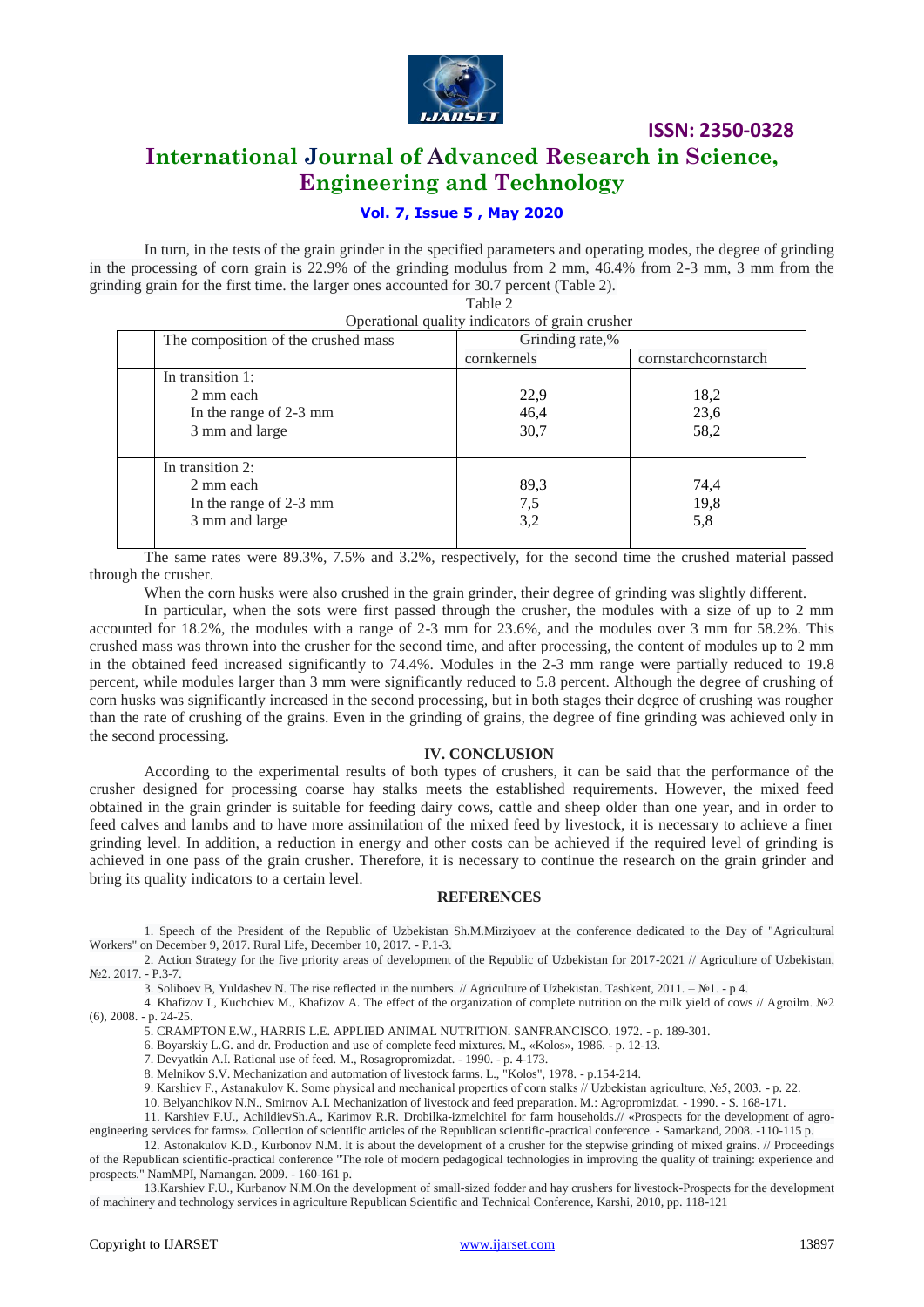In turn, in the tests of the grain grinder in the specified parameters and operating modes, the degree of grinding in the processing of corn grain is 22.9% of the grinding modulus from 2 mm, 46.4% from 2-3 mm, 3 mm from the grinding grain for the first time. the larger ones accounted for 30.7 percent (Table 2).

Table 2

Operational quality indicators of grain crusher

| | The composition of the crushed mass | Grinding rate,% | |
|---|---|---|---|
| | | cornkernels | cornstarchcornstarch |
| | In transition 1:<br>2 mm each<br>In the range of 2-3 mm<br>3 mm and large | <br>22,9<br>46,4<br>30,7 | <br>18,2<br>23,6<br>58,2 |
| | In transition 2:<br>2 mm each<br>In the range of 2-3 mm<br>3 mm and large | <br>89,3<br>7,5<br>3,2 | <br>74,4<br>19,8<br>5,8 |

The same rates were 89.3%, 7.5% and 3.2%, respectively, for the second time the crushed material passed through the crusher.

When the corn husks were also crushed in the grain grinder, their degree of grinding was slightly different.

In particular, when the sots were first passed through the crusher, the modules with a size of up to 2 mm accounted for 18.2%, the modules with a range of 2-3 mm for 23.6%, and the modules over 3 mm for 58.2%. This crushed mass was thrown into the crusher for the second time, and after processing, the content of modules up to 2 mm in the obtained feed increased significantly to 74.4%. Modules in the 2-3 mm range were partially reduced to 19.8 percent, while modules larger than 3 mm were significantly reduced to 5.8 percent. Although the degree of crushing of corn husks was significantly increased in the second processing, but in both stages their degree of crushing was rougher than the rate of crushing of the grains. Even in the grinding of grains, the degree of fine grinding was achieved only in the second processing.

## IV. CONCLUSION

According to the experimental results of both types of crushers, it can be said that the performance of the crusher designed for processing coarse hay stalks meets the established requirements. However, the mixed feed obtained in the grain grinder is suitable for feeding dairy cows, cattle and sheep older than one year, and in order to feed calves and lambs and to have more assimilation of the mixed feed by livestock, it is necessary to achieve a finer grinding level. In addition, a reduction in energy and other costs can be achieved if the required level of grinding is achieved in one pass of the grain crusher. Therefore, it is necessary to continue the research on the grain grinder and bring its quality indicators to a certain level.

## REFERENCES

1. Speech of the President of the Republic of Uzbekistan Sh.M.Mirziyoev at the conference dedicated to the Day of "Agricultural Workers" on December 9, 2017. Rural Life, December 10, 2017. - P.1-3.
2. Action Strategy for the five priority areas of development of the Republic of Uzbekistan for 2017-2021 // Agriculture of Uzbekistan, №2. 2017. - P.3-7.
3. Soliboev B, Yuldashev N. The rise reflected in the numbers. // Agriculture of Uzbekistan. Tashkent, 2011. – №1. - p 4.
4. Khafizov I., Kuchchiev M., Khafizov A. The effect of the organization of complete nutrition on the milk yield of cows // Agroilm. №2 (6), 2008. - p. 24-25.
5. CRAMPTON E.W., HARRIS L.E. APPLIED ANIMAL NUTRITION. SANFRANCISCO. 1972. - p. 189-301.
6. Boyarskiy L.G. and dr. Production and use of complete feed mixtures. M., «Kolos», 1986. - p. 12-13.
7. Devyatkin A.I. Rational use of feed. M., Rosagropromizdat. - 1990. - p. 4-173.
8. Melnikov S.V. Mechanization and automation of livestock farms. L., "Kolos", 1978. - p.154-214.
9. Karshiev F., Astanakulov K. Some physical and mechanical properties of corn stalks // Uzbekistan agriculture, №5, 2003. - p. 22.
10. Belyanchikov N.N., Smirnov A.I. Mechanization of livestock and feed preparation. M.: Agropromizdat. - 1990. - S. 168-171.
11. Karshiev F.U., AchildievSh.A., Karimov R.R. Drobilka-izmelchitel for farm households.// «Prospects for the development of agro-engineering services for farms». Collection of scientific articles of the Republican scientific-practical conference. - Samarkand, 2008. -110-115 p.
12. Astonakulov K.D., Kurbonov N.M. It is about the development of a crusher for the stepwise grinding of mixed grains. // Proceedings of the Republican scientific-practical conference "The role of modern pedagogical technologies in improving the quality of training: experience and prospects." NamMPI, Namangan. 2009. - 160-161 p.
13. Karshiev F.U., Kurbanov N.M.On the development of small-sized fodder and hay crushers for livestock-Prospects for the development of machinery and technology services in agriculture Republican Scientific and Technical Conference, Karshi, 2010, pp. 118-121